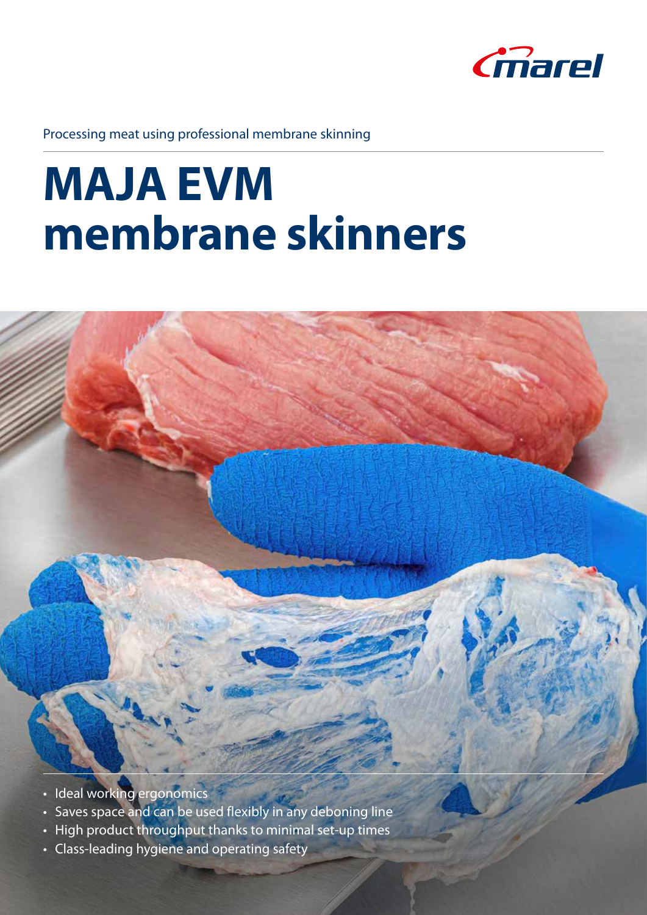Processing meat using professional membrane skinning

# MAJA EVM membrane skinners

- Ideal working ergonomics
- Saves space and can be used flexibly in any deboning line
- High product throughput thanks to minimal set-up times
- Class-leading hygiene and operating safety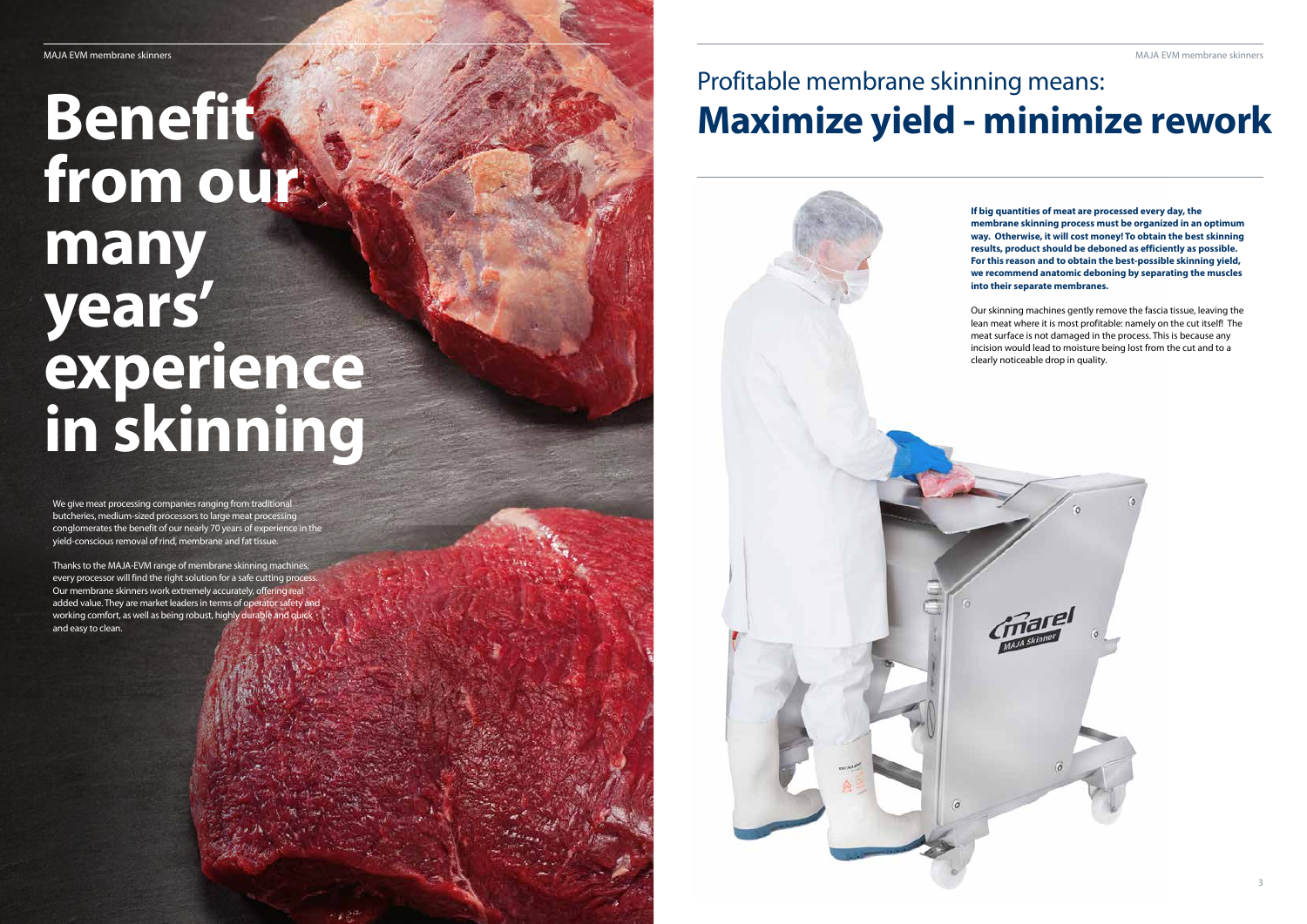# Benefit from our many years' experience in skinning

We give meat processing companies ranging from traditional butcheries, medium-sized processors to large meat processing conglomerates the benefit of our nearly 70 years of experience in the yield-conscious removal of rind, membrane and fat tissue.

Thanks to the MAJA-EVM range of membrane skinning machines, every processor will find the right solution for a safe cutting process. Our membrane skinners work extremely accurately, offering real added value. They are market leaders in terms of operator safety and working comfort, as well as being robust, highly durable and quick and easy to clean.

## Profitable membrane skinning means: **Maximize yield - minimize rework**

**If big quantities of meat are processed every day, the membrane skinning process must be organized in an optimum way. Otherwise, it will cost money! To obtain the best skinning results, product should be deboned as efficiently as possible. For this reason and to obtain the best-possible skinning yield, we recommend anatomic deboning by separating the muscles into their separate membranes.**

Our skinning machines gently remove the fascia tissue, leaving the lean meat where it is most profitable: namely on the cut itself! The meat surface is not damaged in the process. This is because any incision would lead to moisture being lost from the cut and to a clearly noticeable drop in quality.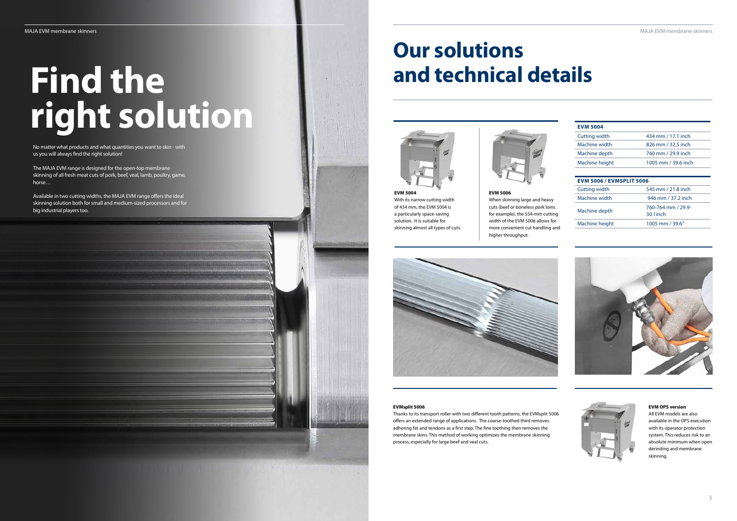# Find the right solution

No matter what products and what quantities you want to skin - with us you will always find the right solution!

The MAJA EVM range is designed for the open-top membrane skinning of all fresh meat cuts of pork, beef, veal, lamb, poultry, game, horse…

Available in two cutting widths, the MAJA EVM range offers the ideal skinning solution both for small and medium-sized processors and for big industrial players too.

# Our solutions and technical details

**EVM 5004**
With its narrow cutting width of 434 mm, the EVM 5004 is a particularly space-saving solution. It is suitable for skinning almost all types of cuts.

**EVM 5006**
When skinning large and heavy cuts (beef or boneless pork loins for example), the 554-mm cutting width of the EVM 5006 allows for more convenient cut handling and higher throughput.

| EVM 5004 | |
|---|---|
| Cutting width | 434 mm / 17.1 inch |
| Machine width | 826 mm / 32.5 inch |
| Machine depth | 760 mm / 29.9 inch |
| Machine height | 1005 mm / 39.6 inch |

| EVM 5006 / EVMSPLIT 5006 | |
|---|---|
| Cutting width | 545 mm / 21.8 inch |
| Machine width | 946 mm / 37.2 inch |
| Machine depth | 760-764 mm / 29.9-30.1inch |
| Machine height | 1005 mm / 39.6" |

**EVMsplit 5006**
Thanks to its transport roller with two different tooth patterns, the EVMsplit 5006 offers an extended range of applications. The coarse-toothed third removes adhering fat and tendons as a first step. The fine toothing then removes the membrane skins. This method of working optimizes the membrane skinning process, especially for large beef and veal cuts.

**EVM OPS version**
All EVM models are also available in the OPS execution with its operator protection system. This reduces risk to an absolute minimum when open derinding and membrane skinning.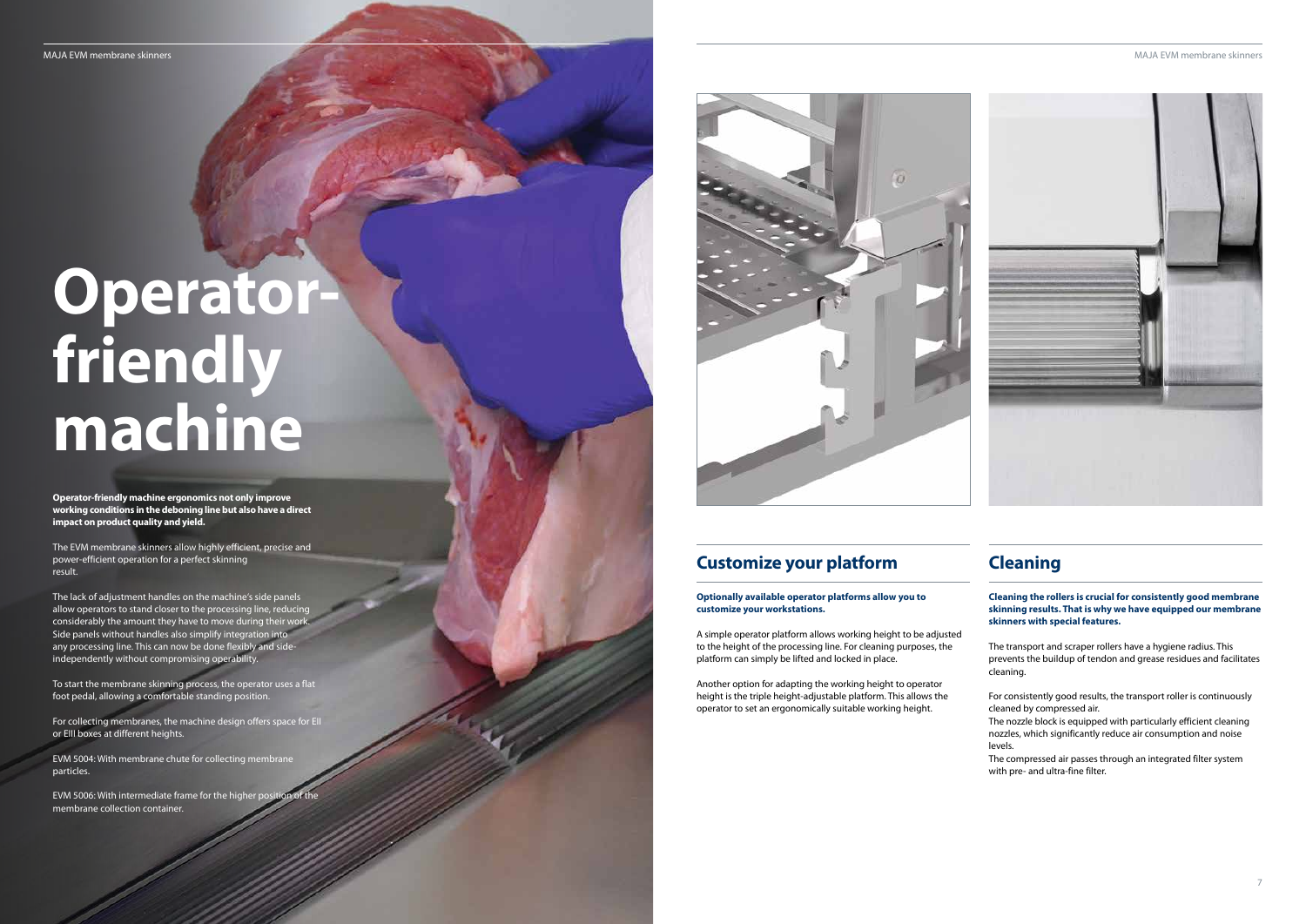# Operator-friendly machine

**Operator-friendly machine ergonomics not only improve working conditions in the deboning line but also have a direct impact on product quality and yield.**

The EVM membrane skinners allow highly efficient, precise and power-efficient operation for a perfect skinning result.

The lack of adjustment handles on the machine's side panels allow operators to stand closer to the processing line, reducing considerably the amount they have to move during their work. Side panels without handles also simplify integration into any processing line. This can now be done flexibly and side-independently without compromising operability.

To start the membrane skinning process, the operator uses a flat foot pedal, allowing a comfortable standing position.

For collecting membranes, the machine design offers space for EII or EIII boxes at different heights.

EVM 5004: With membrane chute for collecting membrane particles.

EVM 5006: With intermediate frame for the higher position of the membrane collection container.

## Customize your platform

**Optionally available operator platforms allow you to customize your workstations.**

A simple operator platform allows working height to be adjusted to the height of the processing line. For cleaning purposes, the platform can simply be lifted and locked in place.

Another option for adapting the working height to operator height is the triple height-adjustable platform. This allows the operator to set an ergonomically suitable working height.

## Cleaning

**Cleaning the rollers is crucial for consistently good membrane skinning results. That is why we have equipped our membrane skinners with special features.**

The transport and scraper rollers have a hygiene radius. This prevents the buildup of tendon and grease residues and facilitates cleaning.

For consistently good results, the transport roller is continuously cleaned by compressed air.
The nozzle block is equipped with particularly efficient cleaning nozzles, which significantly reduce air consumption and noise levels.
The compressed air passes through an integrated filter system with pre- and ultra-fine filter.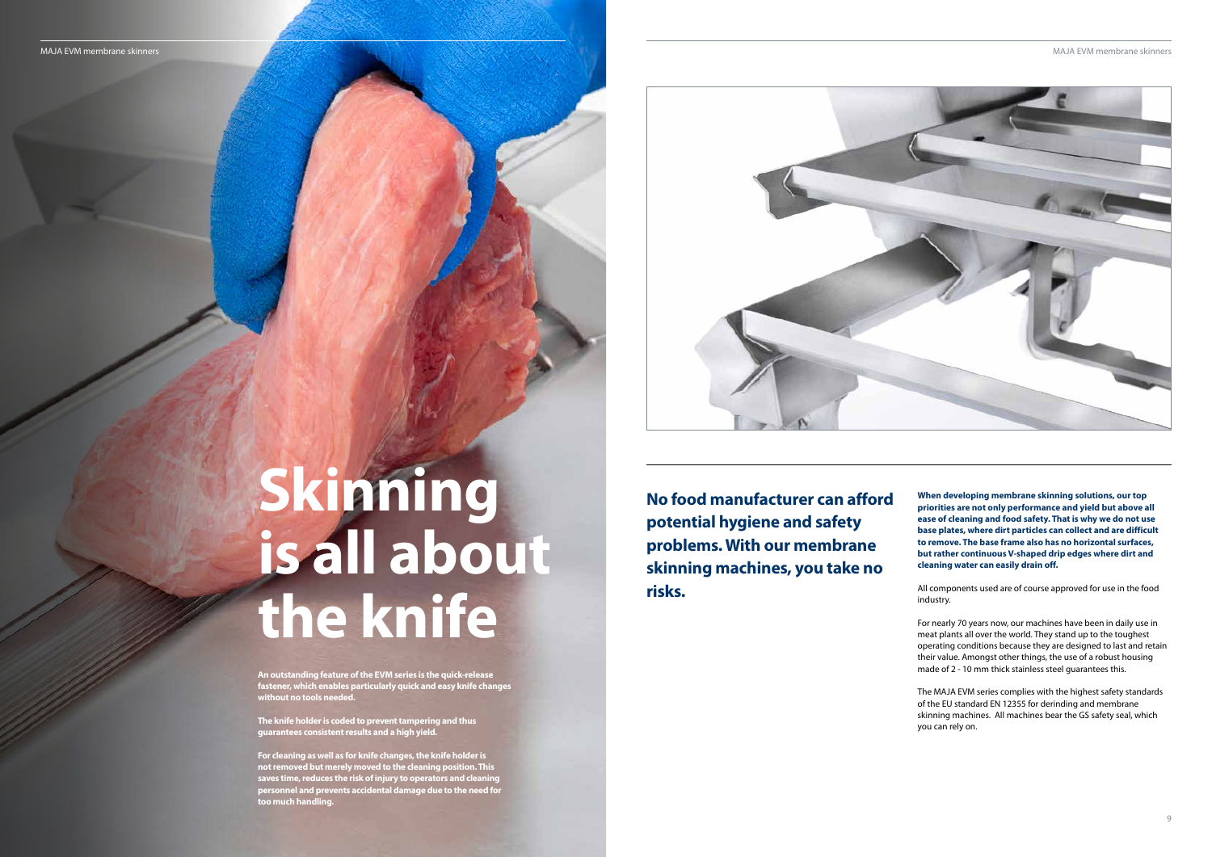# Skinning is all about the knife

**An outstanding feature of the EVM series is the quick-release fastener, which enables particularly quick and easy knife changes without no tools needed.**

**The knife holder is coded to prevent tampering and thus guarantees consistent results and a high yield.**

**For cleaning as well as for knife changes, the knife holder is not removed but merely moved to the cleaning position. This saves time, reduces the risk of injury to operators and cleaning personnel and prevents accidental damage due to the need for too much handling.**

## No food manufacturer can afford potential hygiene and safety problems. With our membrane skinning machines, you take no risks.

**When developing membrane skinning solutions, our top priorities are not only performance and yield but above all ease of cleaning and food safety. That is why we do not use base plates, where dirt particles can collect and are difficult to remove. The base frame also has no horizontal surfaces, but rather continuous V-shaped drip edges where dirt and cleaning water can easily drain off.**

All components used are of course approved for use in the food industry.

For nearly 70 years now, our machines have been in daily use in meat plants all over the world. They stand up to the toughest operating conditions because they are designed to last and retain their value. Amongst other things, the use of a robust housing made of 2 - 10 mm thick stainless steel guarantees this.

The MAJA EVM series complies with the highest safety standards of the EU standard EN 12355 for derinding and membrane skinning machines. All machines bear the GS safety seal, which you can rely on.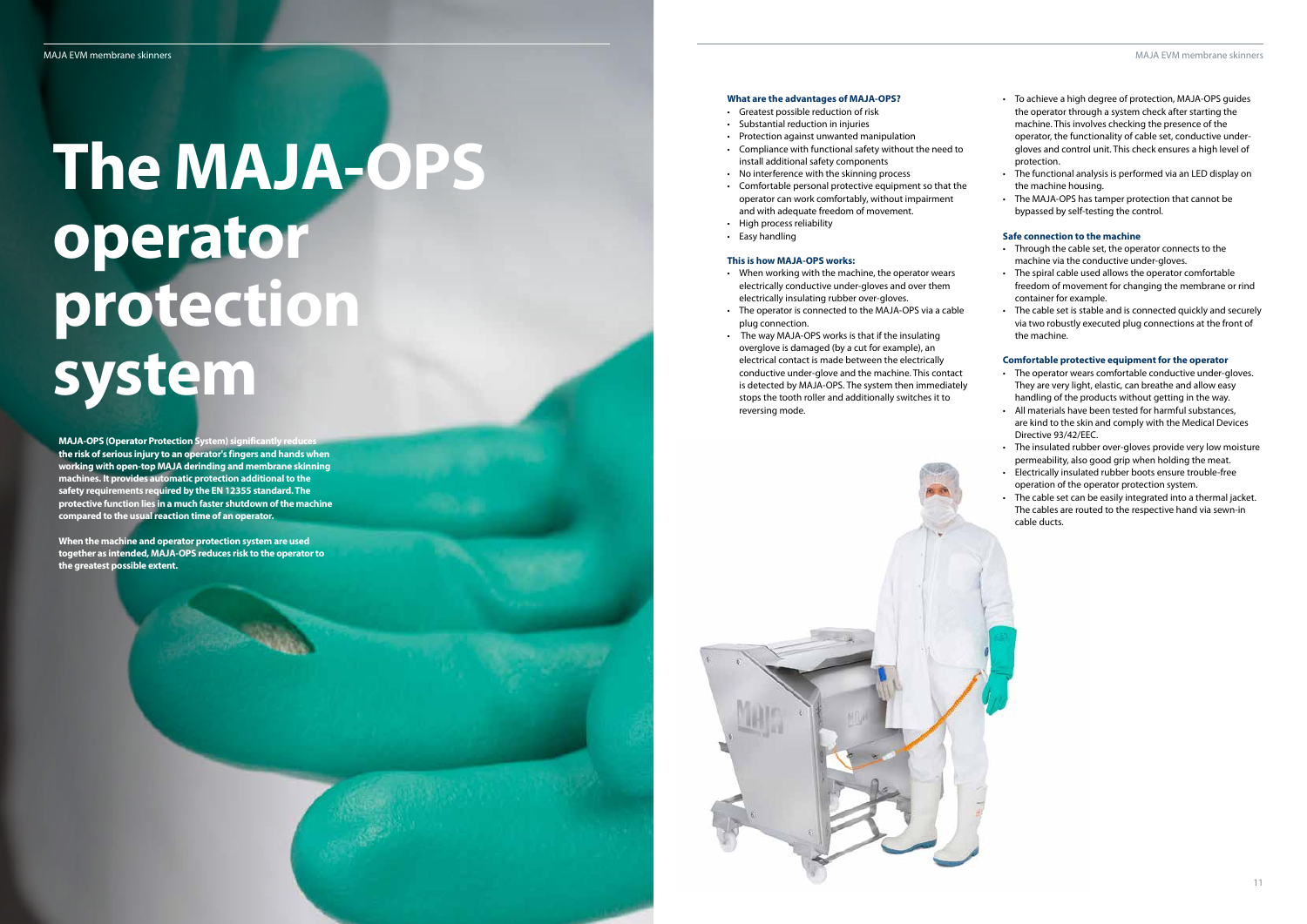# The MAJA-OPS operator protection system

**MAJA-OPS (Operator Protection System) significantly reduces the risk of serious injury to an operator's fingers and hands when working with open-top MAJA derinding and membrane skinning machines. It provides automatic protection additional to the safety requirements required by the EN 12355 standard. The protective function lies in a much faster shutdown of the machine compared to the usual reaction time of an operator.**

**When the machine and operator protection system are used together as intended, MAJA-OPS reduces risk to the operator to the greatest possible extent.**

### What are the advantages of MAJA-OPS?

- Greatest possible reduction of risk
- Substantial reduction in injuries
- Protection against unwanted manipulation
- Compliance with functional safety without the need to install additional safety components
- No interference with the skinning process
- Comfortable personal protective equipment so that the operator can work comfortably, without impairment and with adequate freedom of movement.
- High process reliability
- Easy handling

### This is how MAJA-OPS works:

- When working with the machine, the operator wears electrically conductive under-gloves and over them electrically insulating rubber over-gloves.
- The operator is connected to the MAJA-OPS via a cable plug connection.
- The way MAJA-OPS works is that if the insulating overglove is damaged (by a cut for example), an electrical contact is made between the electrically conductive under-glove and the machine. This contact is detected by MAJA-OPS. The system then immediately stops the tooth roller and additionally switches it to reversing mode.
- To achieve a high degree of protection, MAJA-OPS guides the operator through a system check after starting the machine. This involves checking the presence of the operator, the functionality of cable set, conductive under-gloves and control unit. This check ensures a high level of protection.
- The functional analysis is performed via an LED display on the machine housing.
- The MAJA-OPS has tamper protection that cannot be bypassed by self-testing the control.

### Safe connection to the machine

- Through the cable set, the operator connects to the machine via the conductive under-gloves.
- The spiral cable used allows the operator comfortable freedom of movement for changing the membrane or rind container for example.
- The cable set is stable and is connected quickly and securely via two robustly executed plug connections at the front of the machine.

### Comfortable protective equipment for the operator

- The operator wears comfortable conductive under-gloves. They are very light, elastic, can breathe and allow easy handling of the products without getting in the way.
- All materials have been tested for harmful substances, are kind to the skin and comply with the Medical Devices Directive 93/42/EEC.
- The insulated rubber over-gloves provide very low moisture permeability, also good grip when holding the meat.
- Electrically insulated rubber boots ensure trouble-free operation of the operator protection system.
- The cable set can be easily integrated into a thermal jacket. The cables are routed to the respective hand via sewn-in cable ducts.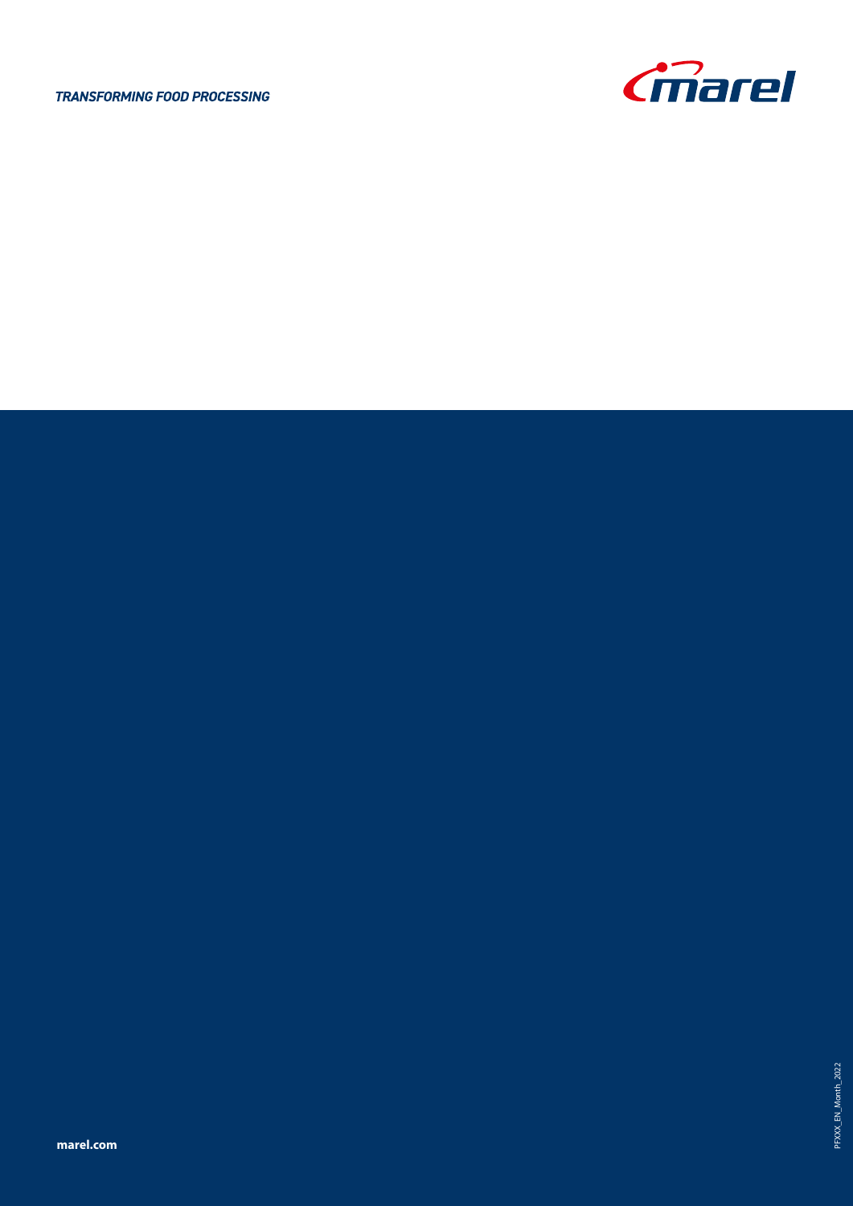*TRANSFORMING FOOD PROCESSING*

marel

**marel.com**

PFXXX_EN_Month_2022